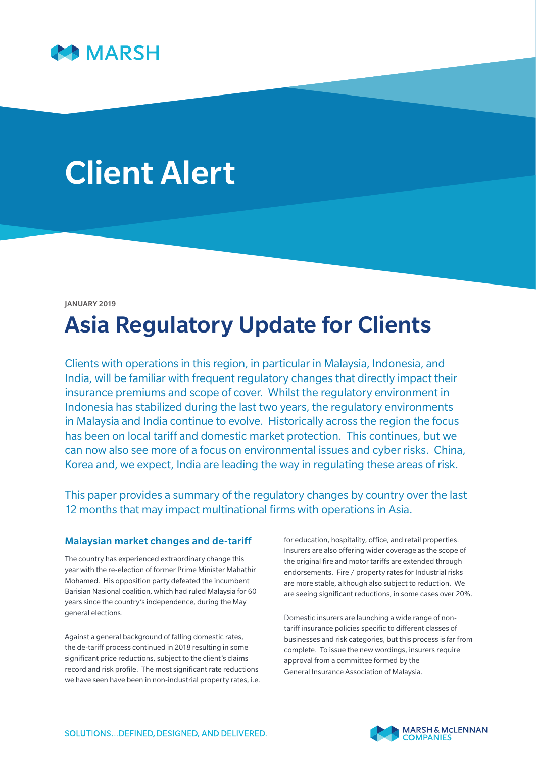Client Alert

JANUARY 2019

# Asia Regulatory Update for Clients

Clients with operations in this region, in particular in Malaysia, Indonesia, and India, will be familiar with frequent regulatory changes that directly impact their insurance premiums and scope of cover. Whilst the regulatory environment in Indonesia has stabilized during the last two years, the regulatory environments in Malaysia and India continue to evolve. Historically across the region the focus has been on local tariff and domestic market protection. This continues, but we can now also see more of a focus on environmental issues and cyber risks. China, Korea and, we expect, India are leading the way in regulating these areas of risk.

This paper provides a summary of the regulatory changes by country over the last 12 months that may impact multinational firms with operations in Asia.

### Malaysian market changes and de-tariff

The country has experienced extraordinary change this year with the re-election of former Prime Minister Mahathir Mohamed. His opposition party defeated the incumbent Barisian Nasional coalition, which had ruled Malaysia for 60 years since the country's independence, during the May general elections.

Against a general background of falling domestic rates, the de-tariff process continued in 2018 resulting in some significant price reductions, subject to the client's claims record and risk profile. The most significant rate reductions we have seen have been in non-industrial property rates, i.e. for education, hospitality, office, and retail properties. Insurers are also offering wider coverage as the scope of the original fire and motor tariffs are extended through endorsements. Fire / property rates for Industrial risks are more stable, although also subject to reduction. We are seeing significant reductions, in some cases over 20%.

Domestic insurers are launching a wide range of non-tariff insurance policies specific to different classes of businesses and risk categories, but this process is far from complete. To issue the new wordings, insurers require approval from a committee formed by the General Insurance Association of Malaysia.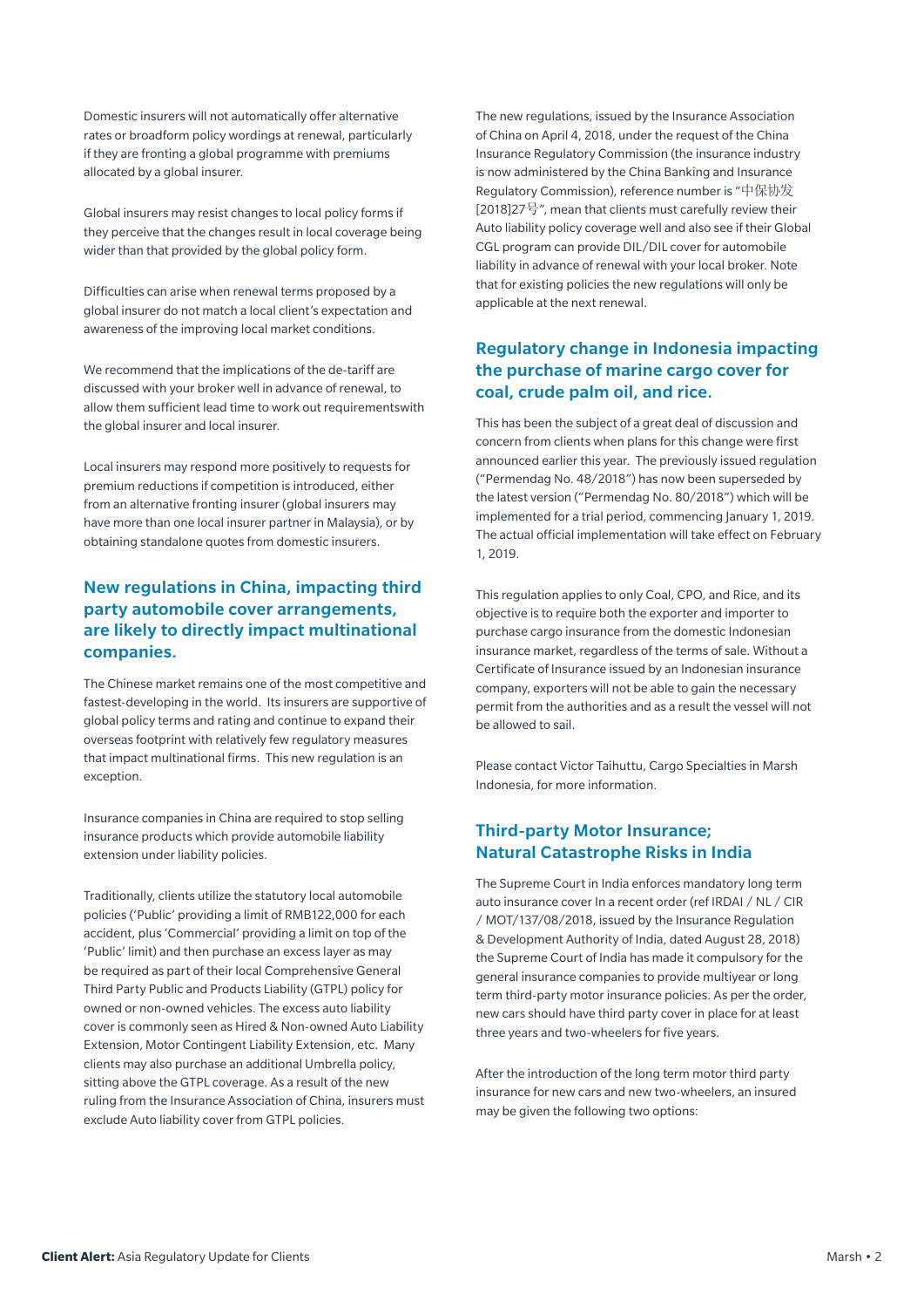Domestic insurers will not automatically offer alternative rates or broadform policy wordings at renewal, particularly if they are fronting a global programme with premiums allocated by a global insurer.

Global insurers may resist changes to local policy forms if they perceive that the changes result in local coverage being wider than that provided by the global policy form.

Difficulties can arise when renewal terms proposed by a global insurer do not match a local client's expectation and awareness of the improving local market conditions.

We recommend that the implications of the de-tariff are discussed with your broker well in advance of renewal, to allow them sufficient lead time to work out requirementswith the global insurer and local insurer.

Local insurers may respond more positively to requests for premium reductions if competition is introduced, either from an alternative fronting insurer (global insurers may have more than one local insurer partner in Malaysia), or by obtaining standalone quotes from domestic insurers.

## New regulations in China, impacting third party automobile cover arrangements, are likely to directly impact multinational companies.

The Chinese market remains one of the most competitive and fastest-developing in the world. Its insurers are supportive of global policy terms and rating and continue to expand their overseas footprint with relatively few regulatory measures that impact multinational firms. This new regulation is an exception.

Insurance companies in China are required to stop selling insurance products which provide automobile liability extension under liability policies.

Traditionally, clients utilize the statutory local automobile policies ('Public' providing a limit of RMB122,000 for each accident, plus 'Commercial' providing a limit on top of the 'Public' limit) and then purchase an excess layer as may be required as part of their local Comprehensive General Third Party Public and Products Liability (GTPL) policy for owned or non-owned vehicles. The excess auto liability cover is commonly seen as Hired & Non-owned Auto Liability Extension, Motor Contingent Liability Extension, etc. Many clients may also purchase an additional Umbrella policy, sitting above the GTPL coverage. As a result of the new ruling from the Insurance Association of China, insurers must exclude Auto liability cover from GTPL policies.

The new regulations, issued by the Insurance Association of China on April 4, 2018, under the request of the China Insurance Regulatory Commission (the insurance industry is now administered by the China Banking and Insurance Regulatory Commission), reference number is "中保协发[2018]27号", mean that clients must carefully review their Auto liability policy coverage well and also see if their Global CGL program can provide DIL/DIL cover for automobile liability in advance of renewal with your local broker. Note that for existing policies the new regulations will only be applicable at the next renewal.

## Regulatory change in Indonesia impacting the purchase of marine cargo cover for coal, crude palm oil, and rice.

This has been the subject of a great deal of discussion and concern from clients when plans for this change were first announced earlier this year. The previously issued regulation ("Permendag No. 48/2018") has now been superseded by the latest version ("Permendag No. 80/2018") which will be implemented for a trial period, commencing January 1, 2019. The actual official implementation will take effect on February 1, 2019.

This regulation applies to only Coal, CPO, and Rice, and its objective is to require both the exporter and importer to purchase cargo insurance from the domestic Indonesian insurance market, regardless of the terms of sale. Without a Certificate of Insurance issued by an Indonesian insurance company, exporters will not be able to gain the necessary permit from the authorities and as a result the vessel will not be allowed to sail.

Please contact Victor Taihuttu, Cargo Specialties in Marsh Indonesia, for more information.

## Third-party Motor Insurance; Natural Catastrophe Risks in India

The Supreme Court in India enforces mandatory long term auto insurance cover In a recent order (ref IRDAI / NL / CIR / MOT/137/08/2018, issued by the Insurance Regulation & Development Authority of India, dated August 28, 2018) the Supreme Court of India has made it compulsory for the general insurance companies to provide multiyear or long term third-party motor insurance policies. As per the order, new cars should have third party cover in place for at least three years and two-wheelers for five years.

After the introduction of the long term motor third party insurance for new cars and new two-wheelers, an insured may be given the following two options: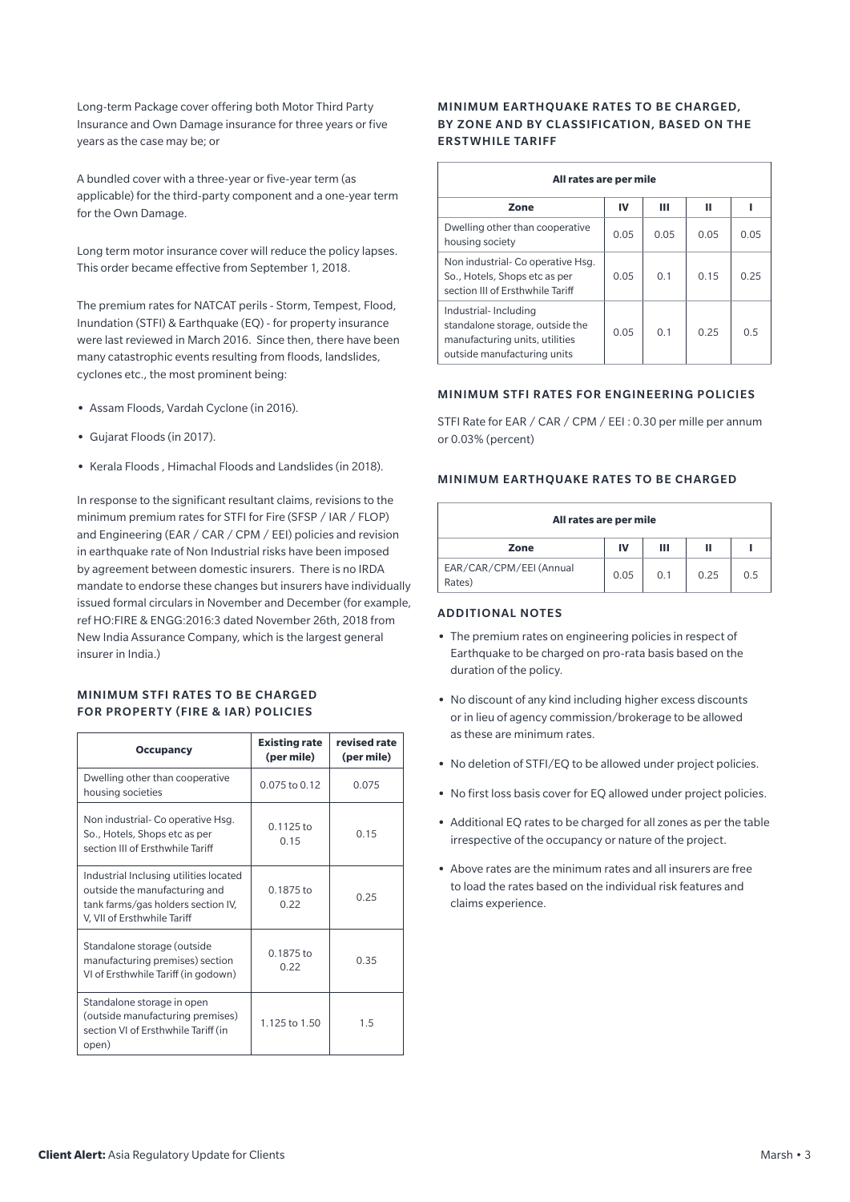Long-term Package cover offering both Motor Third Party Insurance and Own Damage insurance for three years or five years as the case may be; or

A bundled cover with a three-year or five-year term (as applicable) for the third-party component and a one-year term for the Own Damage.

Long term motor insurance cover will reduce the policy lapses. This order became effective from September 1, 2018.

The premium rates for NATCAT perils - Storm, Tempest, Flood, Inundation (STFI) & Earthquake (EQ) - for property insurance were last reviewed in March 2016. Since then, there have been many catastrophic events resulting from floods, landslides, cyclones etc., the most prominent being:

- Assam Floods, Vardah Cyclone (in 2016).
- Gujarat Floods (in 2017).
- Kerala Floods , Himachal Floods and Landslides (in 2018).

In response to the significant resultant claims, revisions to the minimum premium rates for STFI for Fire (SFSP / IAR / FLOP) and Engineering (EAR / CAR / CPM / EEI) policies and revision in earthquake rate of Non Industrial risks have been imposed by agreement between domestic insurers. There is no IRDA mandate to endorse these changes but insurers have individually issued formal circulars in November and December (for example, ref HO:FIRE & ENGG:2016:3 dated November 26th, 2018 from New India Assurance Company, which is the largest general insurer in India.)

### MINIMUM STFI RATES TO BE CHARGED FOR PROPERTY (FIRE & IAR) POLICIES

| Occupancy | Existing rate (per mile) | revised rate (per mile) |
|---|---|---|
| Dwelling other than cooperative housing societies | 0.075 to 0.12 | 0.075 |
| Non industrial- Co operative Hsg. So., Hotels, Shops etc as per section III of Ersthwhile Tariff | 0.1125 to 0.15 | 0.15 |
| Industrial Inclusing utilities located outside the manufacturing and tank farms/gas holders section IV, V, VII of Ersthwhile Tariff | 0.1875 to 0.22 | 0.25 |
| Standalone storage (outside manufacturing premises) section VI of Ersthwhile Tariff (in godown) | 0.1875 to 0.22 | 0.35 |
| Standalone storage in open (outside manufacturing premises) section VI of Ersthwhile Tariff (in open) | 1.125 to 1.50 | 1.5 |

### MINIMUM EARTHQUAKE RATES TO BE CHARGED, BY ZONE AND BY CLASSIFICATION, BASED ON THE ERSTWHILE TARIFF

| All rates are per mile | | | | |
|---|---|---|---|---|
| **Zone** | **IV** | **III** | **II** | **I** |
| Dwelling other than cooperative housing society | 0.05 | 0.05 | 0.05 | 0.05 |
| Non industrial- Co operative Hsg. So., Hotels, Shops etc as per section III of Ersthwhile Tariff | 0.05 | 0.1 | 0.15 | 0.25 |
| Industrial- Including standalone storage, outside the manufacturing units, utilities outside manufacturing units | 0.05 | 0.1 | 0.25 | 0.5 |

### MINIMUM STFI RATES FOR ENGINEERING POLICIES

STFI Rate for EAR / CAR / CPM / EEI : 0.30 per mille per annum or 0.03% (percent)

### MINIMUM EARTHQUAKE RATES TO BE CHARGED

| All rates are per mile | | | | |
|---|---|---|---|---|
| **Zone** | **IV** | **III** | **II** | **I** |
| EAR/CAR/CPM/EEI (Annual Rates) | 0.05 | 0.1 | 0.25 | 0.5 |

### ADDITIONAL NOTES

- The premium rates on engineering policies in respect of Earthquake to be charged on pro-rata basis based on the duration of the policy.
- No discount of any kind including higher excess discounts or in lieu of agency commission/brokerage to be allowed as these are minimum rates.
- No deletion of STFI/EQ to be allowed under project policies.
- No first loss basis cover for EQ allowed under project policies.
- Additional EQ rates to be charged for all zones as per the table irrespective of the occupancy or nature of the project.
- Above rates are the minimum rates and all insurers are free to load the rates based on the individual risk features and claims experience.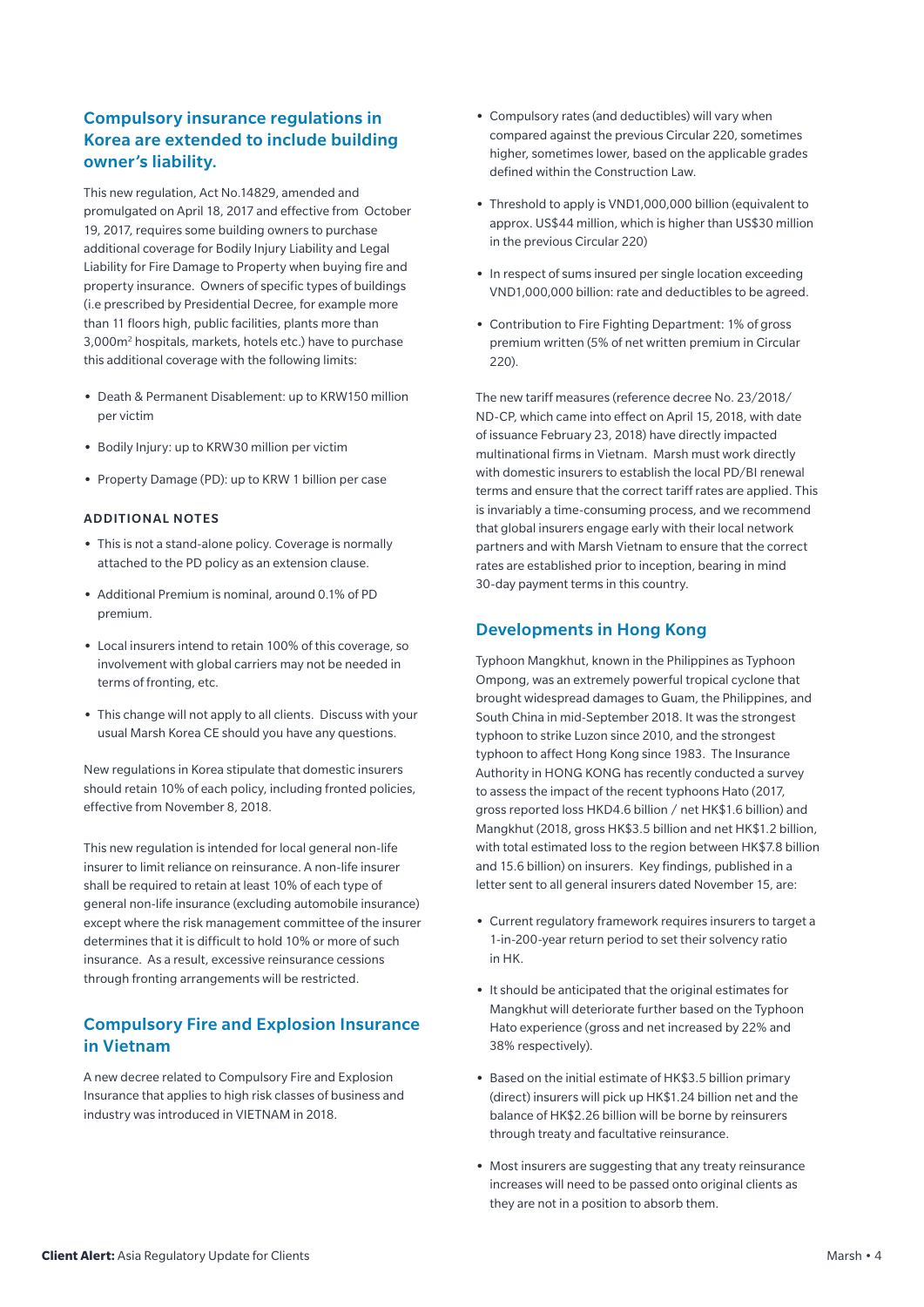## Compulsory insurance regulations in Korea are extended to include building owner's liability.

This new regulation, Act No.14829, amended and promulgated on April 18, 2017 and effective from October 19, 2017, requires some building owners to purchase additional coverage for Bodily Injury Liability and Legal Liability for Fire Damage to Property when buying fire and property insurance. Owners of specific types of buildings (i.e prescribed by Presidential Decree, for example more than 11 floors high, public facilities, plants more than 3,000m² hospitals, markets, hotels etc.) have to purchase this additional coverage with the following limits:

- Death & Permanent Disablement: up to KRW150 million per victim
- Bodily Injury: up to KRW30 million per victim
- Property Damage (PD): up to KRW 1 billion per case

### ADDITIONAL NOTES

- This is not a stand-alone policy. Coverage is normally attached to the PD policy as an extension clause.
- Additional Premium is nominal, around 0.1% of PD premium.
- Local insurers intend to retain 100% of this coverage, so involvement with global carriers may not be needed in terms of fronting, etc.
- This change will not apply to all clients. Discuss with your usual Marsh Korea CE should you have any questions.

New regulations in Korea stipulate that domestic insurers should retain 10% of each policy, including fronted policies, effective from November 8, 2018.

This new regulation is intended for local general non-life insurer to limit reliance on reinsurance. A non-life insurer shall be required to retain at least 10% of each type of general non-life insurance (excluding automobile insurance) except where the risk management committee of the insurer determines that it is difficult to hold 10% or more of such insurance. As a result, excessive reinsurance cessions through fronting arrangements will be restricted.

## Compulsory Fire and Explosion Insurance in Vietnam

A new decree related to Compulsory Fire and Explosion Insurance that applies to high risk classes of business and industry was introduced in VIETNAM in 2018.

- Compulsory rates (and deductibles) will vary when compared against the previous Circular 220, sometimes higher, sometimes lower, based on the applicable grades defined within the Construction Law.
- Threshold to apply is VND1,000,000 billion (equivalent to approx. US$44 million, which is higher than US$30 million in the previous Circular 220)
- In respect of sums insured per single location exceeding VND1,000,000 billion: rate and deductibles to be agreed.
- Contribution to Fire Fighting Department: 1% of gross premium written (5% of net written premium in Circular 220).

The new tariff measures (reference decree No. 23/2018/ND-CP, which came into effect on April 15, 2018, with date of issuance February 23, 2018) have directly impacted multinational firms in Vietnam. Marsh must work directly with domestic insurers to establish the local PD/BI renewal terms and ensure that the correct tariff rates are applied. This is invariably a time-consuming process, and we recommend that global insurers engage early with their local network partners and with Marsh Vietnam to ensure that the correct rates are established prior to inception, bearing in mind 30-day payment terms in this country.

## Developments in Hong Kong

Typhoon Mangkhut, known in the Philippines as Typhoon Ompong, was an extremely powerful tropical cyclone that brought widespread damages to Guam, the Philippines, and South China in mid-September 2018. It was the strongest typhoon to strike Luzon since 2010, and the strongest typhoon to affect Hong Kong since 1983. The Insurance Authority in HONG KONG has recently conducted a survey to assess the impact of the recent typhoons Hato (2017, gross reported loss HKD4.6 billion / net HK$1.6 billion) and Mangkhut (2018, gross HK$3.5 billion and net HK$1.2 billion, with total estimated loss to the region between HK$7.8 billion and 15.6 billion) on insurers. Key findings, published in a letter sent to all general insurers dated November 15, are:

- Current regulatory framework requires insurers to target a 1-in-200-year return period to set their solvency ratio in HK.
- It should be anticipated that the original estimates for Mangkhut will deteriorate further based on the Typhoon Hato experience (gross and net increased by 22% and 38% respectively).
- Based on the initial estimate of HK$3.5 billion primary (direct) insurers will pick up HK$1.24 billion net and the balance of HK$2.26 billion will be borne by reinsurers through treaty and facultative reinsurance.
- Most insurers are suggesting that any treaty reinsurance increases will need to be passed onto original clients as they are not in a position to absorb them.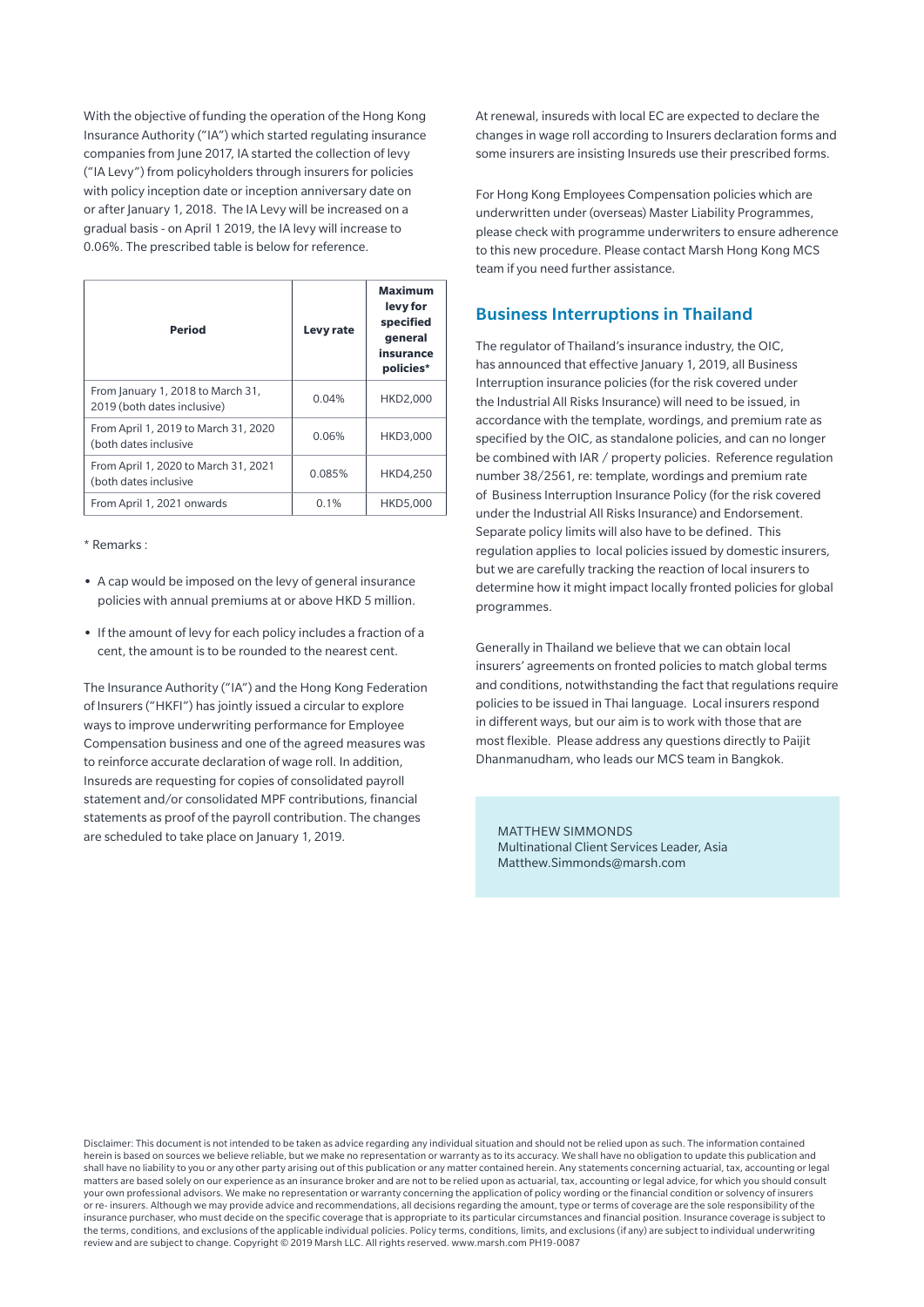With the objective of funding the operation of the Hong Kong Insurance Authority ("IA") which started regulating insurance companies from June 2017, IA started the collection of levy ("IA Levy") from policyholders through insurers for policies with policy inception date or inception anniversary date on or after January 1, 2018. The IA Levy will be increased on a gradual basis - on April 1 2019, the IA levy will increase to 0.06%. The prescribed table is below for reference.

| Period | Levy rate | Maximum levy for specified general insurance policies* |
|---|---|---|
| From January 1, 2018 to March 31, 2019 (both dates inclusive) | 0.04% | HKD2,000 |
| From April 1, 2019 to March 31, 2020 (both dates inclusive | 0.06% | HKD3,000 |
| From April 1, 2020 to March 31, 2021 (both dates inclusive | 0.085% | HKD4,250 |
| From April 1, 2021 onwards | 0.1% | HKD5,000 |

* Remarks :

- A cap would be imposed on the levy of general insurance policies with annual premiums at or above HKD 5 million.
- If the amount of levy for each policy includes a fraction of a cent, the amount is to be rounded to the nearest cent.

The Insurance Authority ("IA") and the Hong Kong Federation of Insurers ("HKFI") has jointly issued a circular to explore ways to improve underwriting performance for Employee Compensation business and one of the agreed measures was to reinforce accurate declaration of wage roll. In addition, Insureds are requesting for copies of consolidated payroll statement and/or consolidated MPF contributions, financial statements as proof of the payroll contribution. The changes are scheduled to take place on January 1, 2019.

At renewal, insureds with local EC are expected to declare the changes in wage roll according to Insurers declaration forms and some insurers are insisting Insureds use their prescribed forms.

For Hong Kong Employees Compensation policies which are underwritten under (overseas) Master Liability Programmes, please check with programme underwriters to ensure adherence to this new procedure. Please contact Marsh Hong Kong MCS team if you need further assistance.

## Business Interruptions in Thailand

The regulator of Thailand's insurance industry, the OIC, has announced that effective January 1, 2019, all Business Interruption insurance policies (for the risk covered under the Industrial All Risks Insurance) will need to be issued, in accordance with the template, wordings, and premium rate as specified by the OIC, as standalone policies, and can no longer be combined with IAR / property policies. Reference regulation number 38/2561, re: template, wordings and premium rate of Business Interruption Insurance Policy (for the risk covered under the Industrial All Risks Insurance) and Endorsement. Separate policy limits will also have to be defined. This regulation applies to local policies issued by domestic insurers, but we are carefully tracking the reaction of local insurers to determine how it might impact locally fronted policies for global programmes.

Generally in Thailand we believe that we can obtain local insurers' agreements on fronted policies to match global terms and conditions, notwithstanding the fact that regulations require policies to be issued in Thai language. Local insurers respond in different ways, but our aim is to work with those that are most flexible. Please address any questions directly to Paijit Dhanmanudham, who leads our MCS team in Bangkok.

MATTHEW SIMMONDS
Multinational Client Services Leader, Asia
Matthew.Simmonds@marsh.com

Disclaimer: This document is not intended to be taken as advice regarding any individual situation and should not be relied upon as such. The information contained herein is based on sources we believe reliable, but we make no representation or warranty as to its accuracy. We shall have no obligation to update this publication and shall have no liability to you or any other party arising out of this publication or any matter contained herein. Any statements concerning actuarial, tax, accounting or legal matters are based solely on our experience as an insurance broker and are not to be relied upon as actuarial, tax, accounting or legal advice, for which you should consult your own professional advisors. We make no representation or warranty concerning the application of policy wording or the financial condition or solvency of insurers or re- insurers. Although we may provide advice and recommendations, all decisions regarding the amount, type or terms of coverage are the sole responsibility of the insurance purchaser, who must decide on the specific coverage that is appropriate to its particular circumstances and financial position. Insurance coverage is subject to the terms, conditions, and exclusions of the applicable individual policies. Policy terms, conditions, limits, and exclusions (if any) are subject to individual underwriting review and are subject to change. Copyright © 2019 Marsh LLC. All rights reserved. www.marsh.com PH19-0087